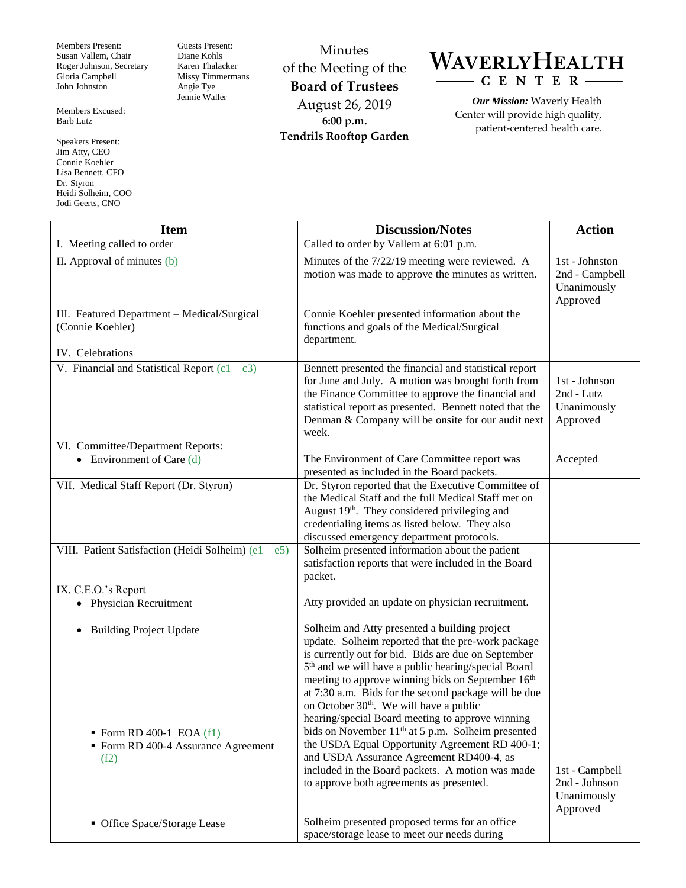**Members Present:**
Susan Vallem, Chair
Roger Johnson, Secretary
Gloria Campbell
John Johnston

**Members Excused:**
Barb Lutz

**Speakers Present:**
Jim Atty, CEO
Connie Koehler
Lisa Bennett, CFO
Dr. Styron
Heidi Solheim, COO
Jodi Geerts, CNO

**Guests Present:**
Diane Kohls
Karen Thalacker
Missy Timmermans
Angie Tye
Jennie Waller

# Minutes of the Meeting of the Board of Trustees

August 26, 2019
**6:00 p.m.**
**Tendrils Rooftop Garden**

**WAVERLY HEALTH CENTER**

***Our Mission:*** Waverly Health Center will provide high quality, patient-centered health care.

| Item | Discussion/Notes | Action |
|---|---|---|
| I. Meeting called to order | Called to order by Vallem at 6:01 p.m. | |
| II. Approval of minutes (b) | Minutes of the 7/22/19 meeting were reviewed. A motion was made to approve the minutes as written. | 1st - Johnston<br>2nd - Campbell<br>Unanimously Approved |
| III. Featured Department – Medical/Surgical (Connie Koehler) | Connie Koehler presented information about the functions and goals of the Medical/Surgical department. | |
| IV. Celebrations | | |
| V. Financial and Statistical Report (c1 – c3) | Bennett presented the financial and statistical report for June and July. A motion was brought forth from the Finance Committee to approve the financial and statistical report as presented. Bennett noted that the Denman & Company will be onsite for our audit next week. | 1st - Johnson<br>2nd - Lutz<br>Unanimously Approved |
| VI. Committee/Department Reports:<br>• Environment of Care (d) | The Environment of Care Committee report was presented as included in the Board packets. | Accepted |
| VII. Medical Staff Report (Dr. Styron) | Dr. Styron reported that the Executive Committee of the Medical Staff and the full Medical Staff met on August 19th. They considered privileging and credentialing items as listed below. They also discussed emergency department protocols. | |
| VIII. Patient Satisfaction (Heidi Solheim) (e1 – e5) | Solheim presented information about the patient satisfaction reports that were included in the Board packet. | |
| IX. C.E.O.'s Report<br>• Physician Recruitment | Atty provided an update on physician recruitment. | |
| • Building Project Update<br>▪ Form RD 400-1 EOA (f1)<br>▪ Form RD 400-4 Assurance Agreement (f2) | Solheim and Atty presented a building project update. Solheim reported that the pre-work package is currently out for bid. Bids are due on September 5th and we will have a public hearing/special Board meeting to approve winning bids on September 16th at 7:30 a.m. Bids for the second package will be due on October 30th. We will have a public hearing/special Board meeting to approve winning bids on November 11th at 5 p.m. Solheim presented the USDA Equal Opportunity Agreement RD 400-1; and USDA Assurance Agreement RD400-4, as included in the Board packets. A motion was made to approve both agreements as presented. | 1st - Campbell<br>2nd - Johnson<br>Unanimously Approved |
| ▪ Office Space/Storage Lease | Solheim presented proposed terms for an office space/storage lease to meet our needs during | |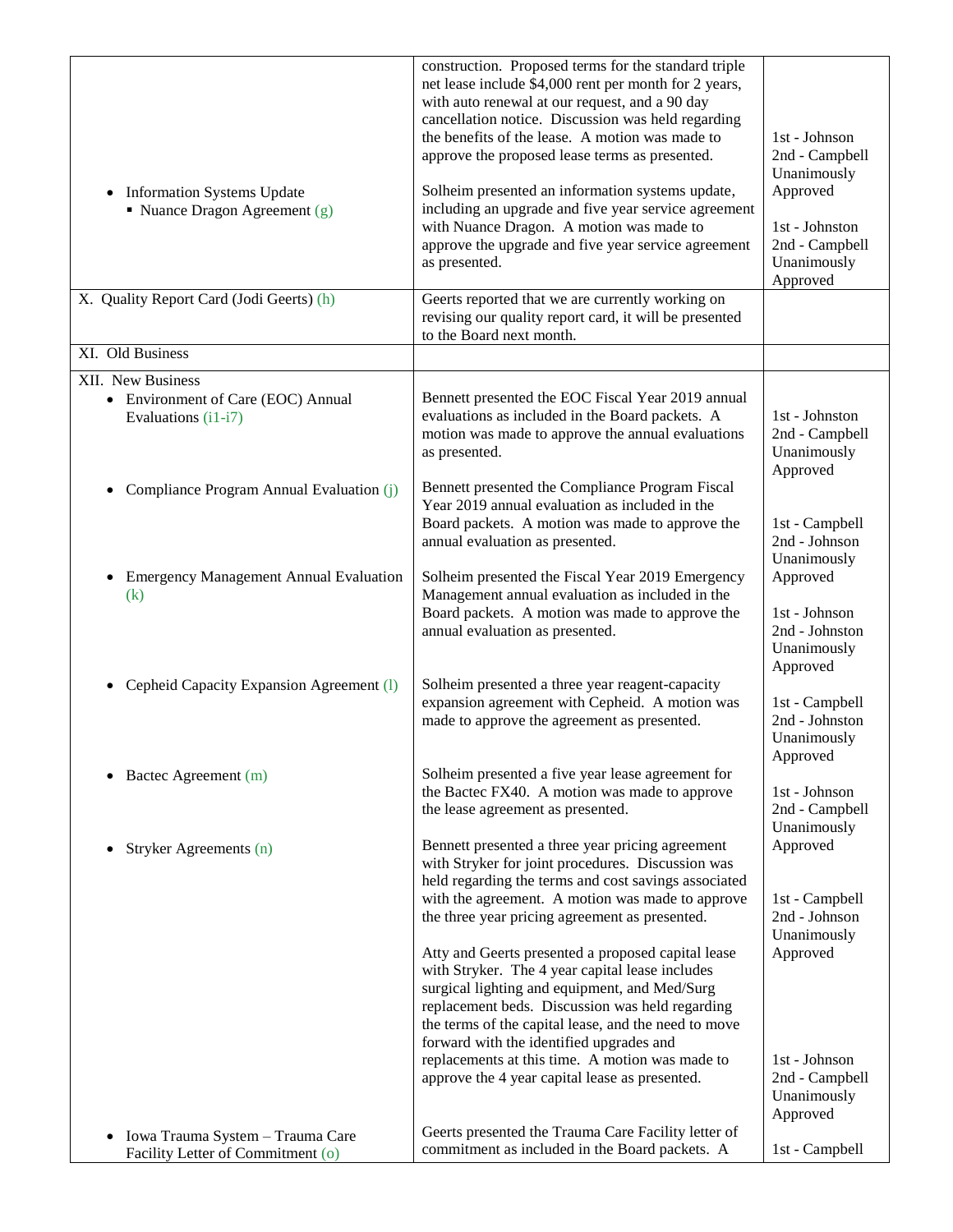| | | |
|---|---|---|
| • Information Systems Update<br>▪ Nuance Dragon Agreement (g) | construction. Proposed terms for the standard triple net lease include $4,000 rent per month for 2 years, with auto renewal at our request, and a 90 day cancellation notice. Discussion was held regarding the benefits of the lease. A motion was made to approve the proposed lease terms as presented.<br><br>Solheim presented an information systems update, including an upgrade and five year service agreement with Nuance Dragon. A motion was made to approve the upgrade and five year service agreement as presented. | 1st - Johnson<br>2nd - Campbell<br>Unanimously Approved<br><br>1st - Johnston<br>2nd - Campbell<br>Unanimously Approved |
| X. Quality Report Card (Jodi Geerts) (h) | Geerts reported that we are currently working on revising our quality report card, it will be presented to the Board next month. | |
| XI. Old Business | | |
| XII. New Business<br>• Environment of Care (EOC) Annual Evaluations (i1-i7)<br><br>• Compliance Program Annual Evaluation (j)<br><br>• Emergency Management Annual Evaluation (k)<br><br>• Cepheid Capacity Expansion Agreement (l)<br><br>• Bactec Agreement (m)<br><br>• Stryker Agreements (n)<br><br>• Iowa Trauma System – Trauma Care Facility Letter of Commitment (o) | Bennett presented the EOC Fiscal Year 2019 annual evaluations as included in the Board packets. A motion was made to approve the annual evaluations as presented.<br><br>Bennett presented the Compliance Program Fiscal Year 2019 annual evaluation as included in the Board packets. A motion was made to approve the annual evaluation as presented.<br><br>Solheim presented the Fiscal Year 2019 Emergency Management annual evaluation as included in the Board packets. A motion was made to approve the annual evaluation as presented.<br><br>Solheim presented a three year reagent-capacity expansion agreement with Cepheid. A motion was made to approve the agreement as presented.<br><br>Solheim presented a five year lease agreement for the Bactec FX40. A motion was made to approve the lease agreement as presented.<br><br>Bennett presented a three year pricing agreement with Stryker for joint procedures. Discussion was held regarding the terms and cost savings associated with the agreement. A motion was made to approve the three year pricing agreement as presented.<br><br>Atty and Geerts presented a proposed capital lease with Stryker. The 4 year capital lease includes surgical lighting and equipment, and Med/Surg replacement beds. Discussion was held regarding the terms of the capital lease, and the need to move forward with the identified upgrades and replacements at this time. A motion was made to approve the 4 year capital lease as presented.<br><br>Geerts presented the Trauma Care Facility letter of commitment as included in the Board packets. A | 1st - Johnston<br>2nd - Campbell<br>Unanimously Approved<br><br>1st - Campbell<br>2nd - Johnson<br>Unanimously Approved<br><br>1st - Johnson<br>2nd - Johnston<br>Unanimously Approved<br><br>1st - Campbell<br>2nd - Johnston<br>Unanimously Approved<br><br>1st - Johnson<br>2nd - Campbell<br>Unanimously Approved<br><br>1st - Campbell<br>2nd - Johnson<br>Unanimously Approved<br><br>1st - Johnson<br>2nd - Campbell<br>Unanimously Approved<br><br>1st - Campbell |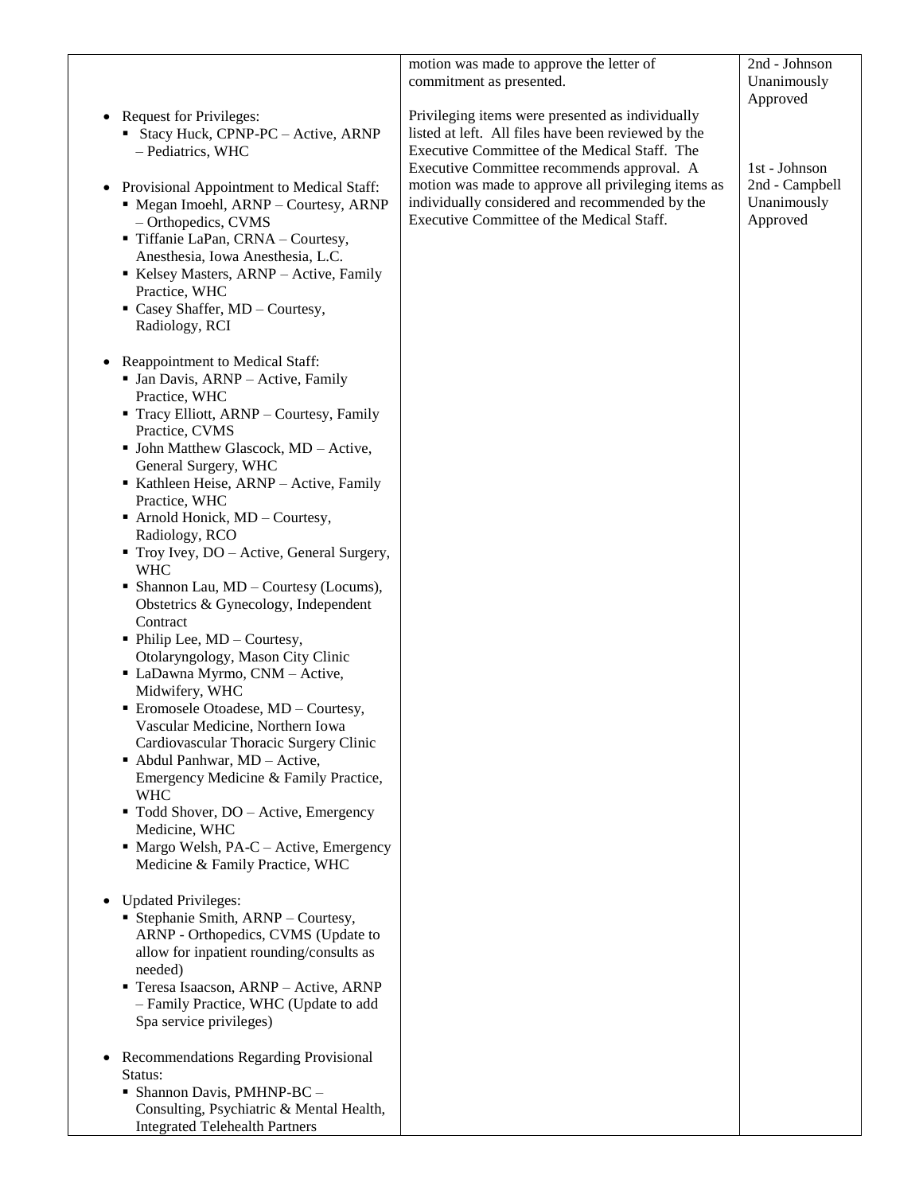| | | |
|---|---|---|
| | motion was made to approve the letter of commitment as presented. | 2nd - Johnson<br>Unanimously Approved |
| • Request for Privileges:<br>  ▪ Stacy Huck, CPNP-PC – Active, ARNP – Pediatrics, WHC<br><br>• Provisional Appointment to Medical Staff:<br>  ▪ Megan Imoehl, ARNP – Courtesy, ARNP – Orthopedics, CVMS<br>  ▪ Tiffanie LaPan, CRNA – Courtesy, Anesthesia, Iowa Anesthesia, L.C.<br>  ▪ Kelsey Masters, ARNP – Active, Family Practice, WHC<br>  ▪ Casey Shaffer, MD – Courtesy, Radiology, RCI<br><br>• Reappointment to Medical Staff:<br>  ▪ Jan Davis, ARNP – Active, Family Practice, WHC<br>  ▪ Tracy Elliott, ARNP – Courtesy, Family Practice, CVMS<br>  ▪ John Matthew Glascock, MD – Active, General Surgery, WHC<br>  ▪ Kathleen Heise, ARNP – Active, Family Practice, WHC<br>  ▪ Arnold Honick, MD – Courtesy, Radiology, RCO<br>  ▪ Troy Ivey, DO – Active, General Surgery, WHC<br>  ▪ Shannon Lau, MD – Courtesy (Locums), Obstetrics & Gynecology, Independent Contract<br>  ▪ Philip Lee, MD – Courtesy, Otolaryngology, Mason City Clinic<br>  ▪ LaDawna Myrmo, CNM – Active, Midwifery, WHC<br>  ▪ Eromosele Otoadese, MD – Courtesy, Vascular Medicine, Northern Iowa Cardiovascular Thoracic Surgery Clinic<br>  ▪ Abdul Panhwar, MD – Active, Emergency Medicine & Family Practice, WHC<br>  ▪ Todd Shover, DO – Active, Emergency Medicine, WHC<br>  ▪ Margo Welsh, PA-C – Active, Emergency Medicine & Family Practice, WHC<br><br>• Updated Privileges:<br>  ▪ Stephanie Smith, ARNP – Courtesy, ARNP - Orthopedics, CVMS (Update to allow for inpatient rounding/consults as needed)<br>  ▪ Teresa Isaacson, ARNP – Active, ARNP – Family Practice, WHC (Update to add Spa service privileges)<br><br>• Recommendations Regarding Provisional Status:<br>  ▪ Shannon Davis, PMHNP-BC – Consulting, Psychiatric & Mental Health, Integrated Telehealth Partners | Privileging items were presented as individually listed at left. All files have been reviewed by the Executive Committee of the Medical Staff. The Executive Committee recommends approval. A motion was made to approve all privileging items as individually considered and recommended by the Executive Committee of the Medical Staff. | 1st - Johnson<br>2nd - Campbell<br>Unanimously Approved |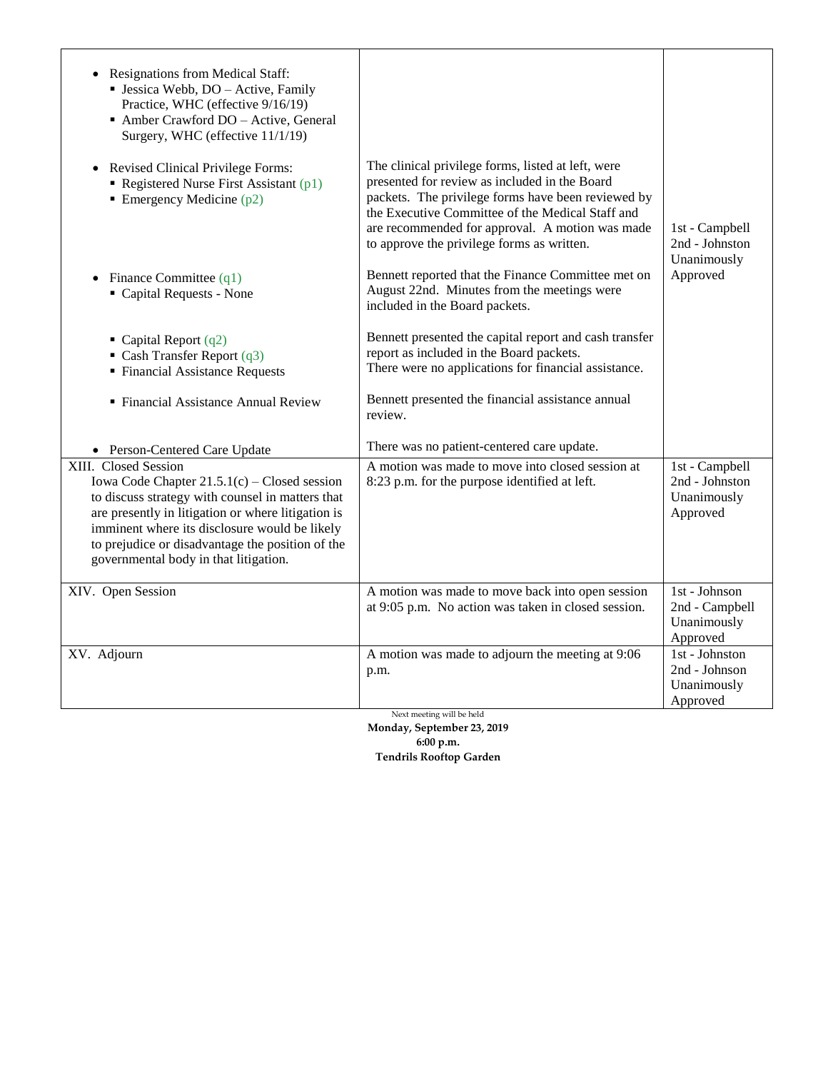| | | |
|---|---|---|
| • Resignations from Medical Staff:<br>▪ Jessica Webb, DO – Active, Family Practice, WHC (effective 9/16/19)<br>▪ Amber Crawford DO – Active, General Surgery, WHC (effective 11/1/19)<br><br>• Revised Clinical Privilege Forms:<br>▪ Registered Nurse First Assistant (p1)<br>▪ Emergency Medicine (p2)<br><br>• Finance Committee (q1)<br>▪ Capital Requests - None<br><br>▪ Capital Report (q2)<br>▪ Cash Transfer Report (q3)<br>▪ Financial Assistance Requests<br><br>▪ Financial Assistance Annual Review<br><br>• Person-Centered Care Update | The clinical privilege forms, listed at left, were presented for review as included in the Board packets. The privilege forms have been reviewed by the Executive Committee of the Medical Staff and are recommended for approval. A motion was made to approve the privilege forms as written.<br><br>Bennett reported that the Finance Committee met on August 22nd. Minutes from the meetings were included in the Board packets.<br><br>Bennett presented the capital report and cash transfer report as included in the Board packets.<br>There were no applications for financial assistance.<br><br>Bennett presented the financial assistance annual review.<br><br>There was no patient-centered care update. | 1st - Campbell<br>2nd - Johnston<br>Unanimously Approved |
| XIII. Closed Session<br>Iowa Code Chapter 21.5.1(c) – Closed session to discuss strategy with counsel in matters that are presently in litigation or where litigation is imminent where its disclosure would be likely to prejudice or disadvantage the position of the governmental body in that litigation. | A motion was made to move into closed session at 8:23 p.m. for the purpose identified at left. | 1st - Campbell<br>2nd - Johnston<br>Unanimously Approved |
| XIV. Open Session | A motion was made to move back into open session at 9:05 p.m. No action was taken in closed session. | 1st - Johnson<br>2nd - Campbell<br>Unanimously Approved |
| XV. Adjourn | A motion was made to adjourn the meeting at 9:06 p.m. | 1st - Johnston<br>2nd - Johnson<br>Unanimously Approved |

Next meeting will be held

**Monday, September 23, 2019**

**6:00 p.m.**

**Tendrils Rooftop Garden**